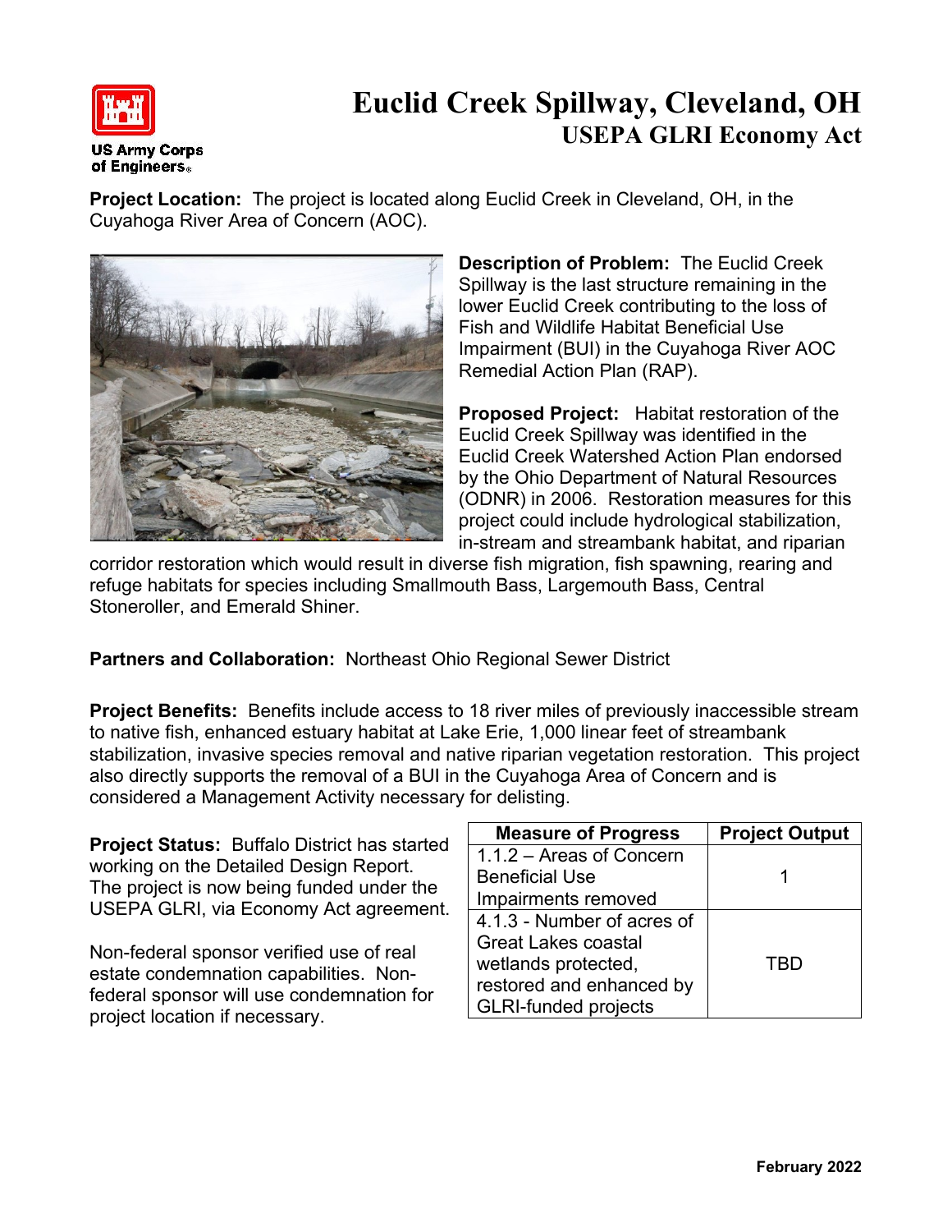# Euclid Creek Spillway, Cleveland, OH

## USEPA GLRI Economy Act

**Project Location:** The project is located along Euclid Creek in Cleveland, OH, in the Cuyahoga River Area of Concern (AOC).

**Description of Problem:** The Euclid Creek Spillway is the last structure remaining in the lower Euclid Creek contributing to the loss of Fish and Wildlife Habitat Beneficial Use Impairment (BUI) in the Cuyahoga River AOC Remedial Action Plan (RAP).

**Proposed Project:** Habitat restoration of the Euclid Creek Spillway was identified in the Euclid Creek Watershed Action Plan endorsed by the Ohio Department of Natural Resources (ODNR) in 2006. Restoration measures for this project could include hydrological stabilization, in-stream and streambank habitat, and riparian corridor restoration which would result in diverse fish migration, fish spawning, rearing and refuge habitats for species including Smallmouth Bass, Largemouth Bass, Central Stoneroller, and Emerald Shiner.

**Partners and Collaboration:** Northeast Ohio Regional Sewer District

**Project Benefits:** Benefits include access to 18 river miles of previously inaccessible stream to native fish, enhanced estuary habitat at Lake Erie, 1,000 linear feet of streambank stabilization, invasive species removal and native riparian vegetation restoration. This project also directly supports the removal of a BUI in the Cuyahoga Area of Concern and is considered a Management Activity necessary for delisting.

**Project Status:** Buffalo District has started working on the Detailed Design Report. The project is now being funded under the USEPA GLRI, via Economy Act agreement.

Non-federal sponsor verified use of real estate condemnation capabilities. Non-federal sponsor will use condemnation for project location if necessary.

| Measure of Progress | Project Output |
|---|---|
| 1.1.2 – Areas of Concern Beneficial Use Impairments removed | 1 |
| 4.1.3 - Number of acres of Great Lakes coastal wetlands protected, restored and enhanced by GLRI-funded projects | TBD |

February 2022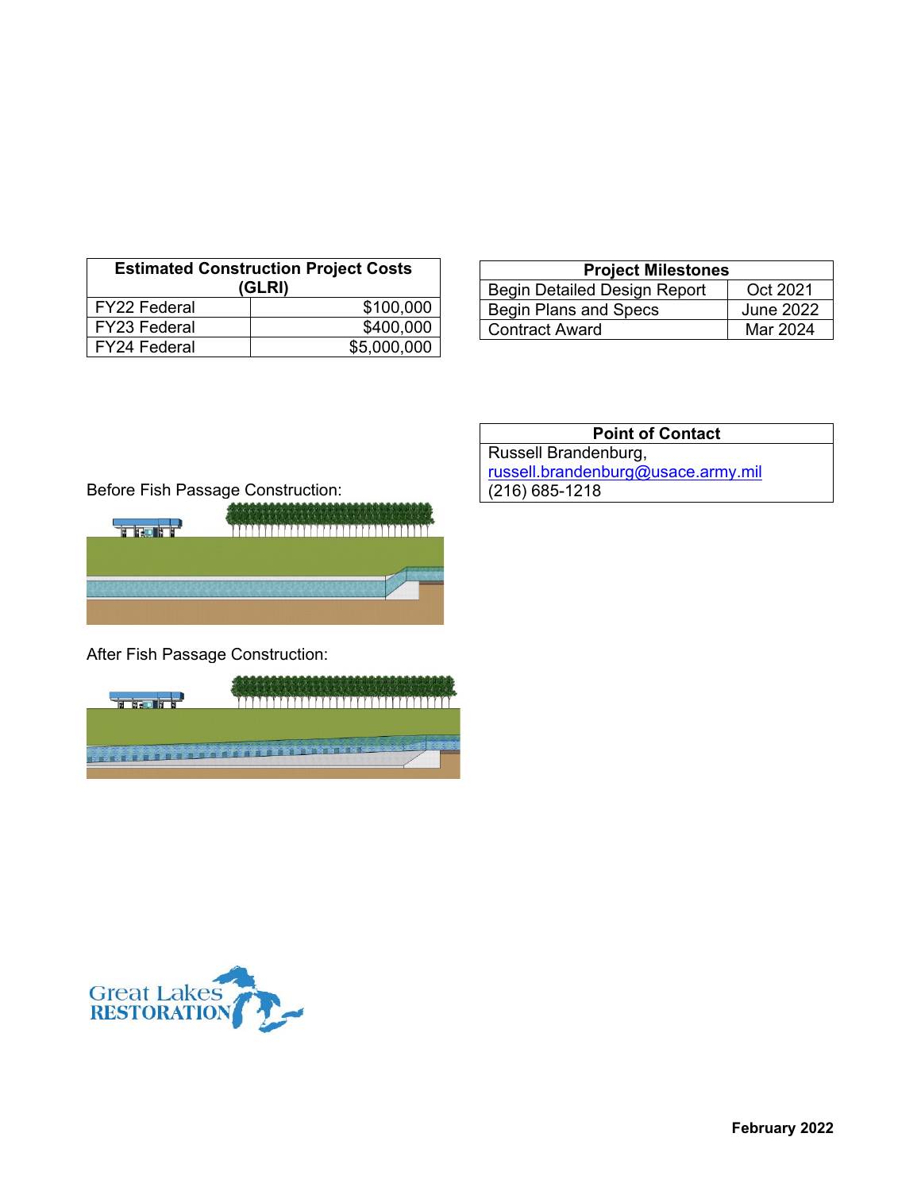| Estimated Construction Project Costs (GLRI) | |
|---|---|
| FY22 Federal | $100,000 |
| FY23 Federal | $400,000 |
| FY24 Federal | $5,000,000 |

| Project Milestones | |
|---|---|
| Begin Detailed Design Report | Oct 2021 |
| Begin Plans and Specs | June 2022 |
| Contract Award | Mar 2024 |

| Point of Contact |
|---|
| Russell Brandenburg, russell.brandenburg@usace.army.mil (216) 685-1218 |

Before Fish Passage Construction:

After Fish Passage Construction:

Great Lakes RESTORATION

**February 2022**